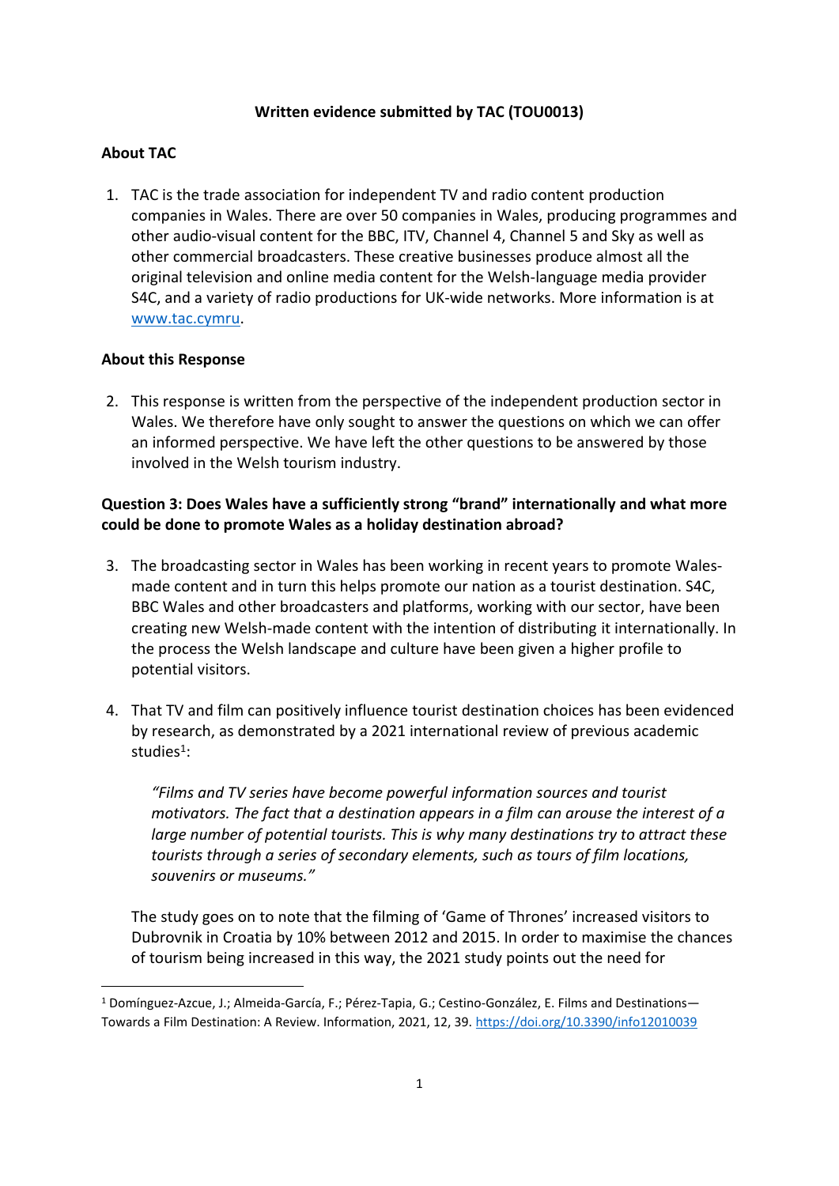**Written evidence submitted by TAC (TOU0013)**

## About TAC

1. TAC is the trade association for independent TV and radio content production companies in Wales. There are over 50 companies in Wales, producing programmes and other audio-visual content for the BBC, ITV, Channel 4, Channel 5 and Sky as well as other commercial broadcasters. These creative businesses produce almost all the original television and online media content for the Welsh-language media provider S4C, and a variety of radio productions for UK-wide networks. More information is at [www.tac.cymru](http://www.tac.cymru).

## About this Response

2. This response is written from the perspective of the independent production sector in Wales. We therefore have only sought to answer the questions on which we can offer an informed perspective. We have left the other questions to be answered by those involved in the Welsh tourism industry.

### Question 3: Does Wales have a sufficiently strong "brand" internationally and what more could be done to promote Wales as a holiday destination abroad?

3. The broadcasting sector in Wales has been working in recent years to promote Wales-made content and in turn this helps promote our nation as a tourist destination. S4C, BBC Wales and other broadcasters and platforms, working with our sector, have been creating new Welsh-made content with the intention of distributing it internationally. In the process the Welsh landscape and culture have been given a higher profile to potential visitors.

4. That TV and film can positively influence tourist destination choices has been evidenced by research, as demonstrated by a 2021 international review of previous academic studies[1]:

   *"Films and TV series have become powerful information sources and tourist motivators. The fact that a destination appears in a film can arouse the interest of a large number of potential tourists. This is why many destinations try to attract these tourists through a series of secondary elements, such as tours of film locations, souvenirs or museums."*

   The study goes on to note that the filming of 'Game of Thrones' increased visitors to Dubrovnik in Croatia by 10% between 2012 and 2015. In order to maximise the chances of tourism being increased in this way, the 2021 study points out the need for

---

[1] Domínguez-Azcue, J.; Almeida-García, F.; Pérez-Tapia, G.; Cestino-González, E. Films and Destinations—Towards a Film Destination: A Review. Information, 2021, 12, 39. https://doi.org/10.3390/info12010039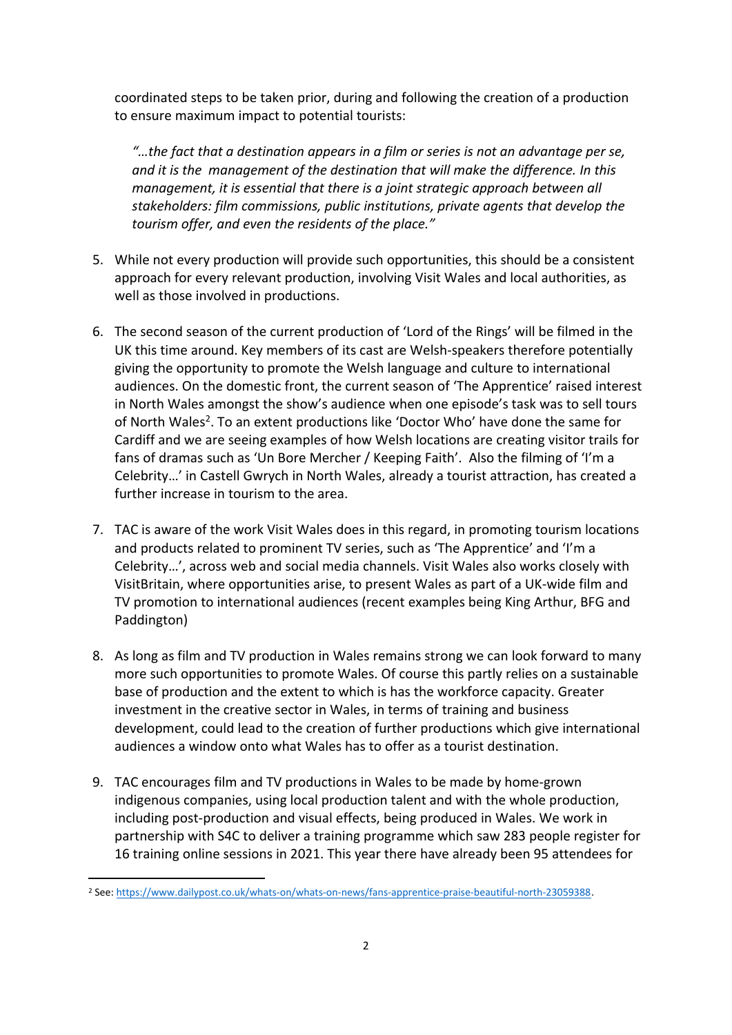coordinated steps to be taken prior, during and following the creation of a production to ensure maximum impact to potential tourists:

> *"…the fact that a destination appears in a film or series is not an advantage per se, and it is the management of the destination that will make the difference. In this management, it is essential that there is a joint strategic approach between all stakeholders: film commissions, public institutions, private agents that develop the tourism offer, and even the residents of the place."*

5. While not every production will provide such opportunities, this should be a consistent approach for every relevant production, involving Visit Wales and local authorities, as well as those involved in productions.

6. The second season of the current production of 'Lord of the Rings' will be filmed in the UK this time around. Key members of its cast are Welsh-speakers therefore potentially giving the opportunity to promote the Welsh language and culture to international audiences. On the domestic front, the current season of 'The Apprentice' raised interest in North Wales amongst the show's audience when one episode's task was to sell tours of North Wales[2]. To an extent productions like 'Doctor Who' have done the same for Cardiff and we are seeing examples of how Welsh locations are creating visitor trails for fans of dramas such as 'Un Bore Mercher / Keeping Faith'. Also the filming of 'I'm a Celebrity…' in Castell Gwrych in North Wales, already a tourist attraction, has created a further increase in tourism to the area.

7. TAC is aware of the work Visit Wales does in this regard, in promoting tourism locations and products related to prominent TV series, such as 'The Apprentice' and 'I'm a Celebrity…', across web and social media channels. Visit Wales also works closely with VisitBritain, where opportunities arise, to present Wales as part of a UK-wide film and TV promotion to international audiences (recent examples being King Arthur, BFG and Paddington)

8. As long as film and TV production in Wales remains strong we can look forward to many more such opportunities to promote Wales. Of course this partly relies on a sustainable base of production and the extent to which is has the workforce capacity. Greater investment in the creative sector in Wales, in terms of training and business development, could lead to the creation of further productions which give international audiences a window onto what Wales has to offer as a tourist destination.

9. TAC encourages film and TV productions in Wales to be made by home-grown indigenous companies, using local production talent and with the whole production, including post-production and visual effects, being produced in Wales. We work in partnership with S4C to deliver a training programme which saw 283 people register for 16 training online sessions in 2021. This year there have already been 95 attendees for

---

[2] See: https://www.dailypost.co.uk/whats-on/whats-on-news/fans-apprentice-praise-beautiful-north-23059388.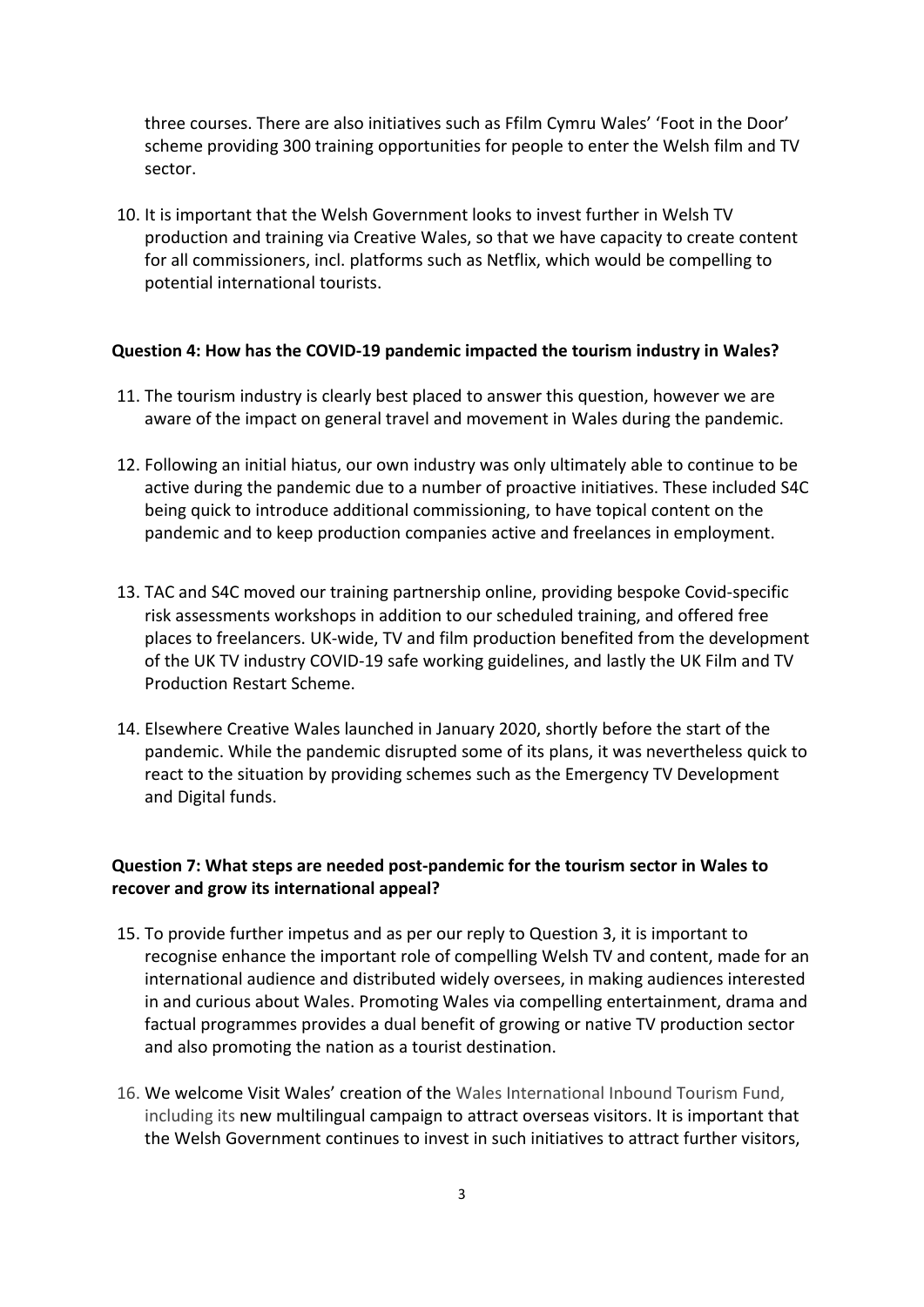three courses. There are also initiatives such as Ffilm Cymru Wales' 'Foot in the Door' scheme providing 300 training opportunities for people to enter the Welsh film and TV sector.

10. It is important that the Welsh Government looks to invest further in Welsh TV production and training via Creative Wales, so that we have capacity to create content for all commissioners, incl. platforms such as Netflix, which would be compelling to potential international tourists.

**Question 4: How has the COVID-19 pandemic impacted the tourism industry in Wales?**

11. The tourism industry is clearly best placed to answer this question, however we are aware of the impact on general travel and movement in Wales during the pandemic.

12. Following an initial hiatus, our own industry was only ultimately able to continue to be active during the pandemic due to a number of proactive initiatives. These included S4C being quick to introduce additional commissioning, to have topical content on the pandemic and to keep production companies active and freelances in employment.

13. TAC and S4C moved our training partnership online, providing bespoke Covid-specific risk assessments workshops in addition to our scheduled training, and offered free places to freelancers. UK-wide, TV and film production benefited from the development of the UK TV industry COVID-19 safe working guidelines, and lastly the UK Film and TV Production Restart Scheme.

14. Elsewhere Creative Wales launched in January 2020, shortly before the start of the pandemic. While the pandemic disrupted some of its plans, it was nevertheless quick to react to the situation by providing schemes such as the Emergency TV Development and Digital funds.

**Question 7: What steps are needed post-pandemic for the tourism sector in Wales to recover and grow its international appeal?**

15. To provide further impetus and as per our reply to Question 3, it is important to recognise enhance the important role of compelling Welsh TV and content, made for an international audience and distributed widely oversees, in making audiences interested in and curious about Wales. Promoting Wales via compelling entertainment, drama and factual programmes provides a dual benefit of growing or native TV production sector and also promoting the nation as a tourist destination.

16. We welcome Visit Wales' creation of the Wales International Inbound Tourism Fund, including its new multilingual campaign to attract overseas visitors. It is important that the Welsh Government continues to invest in such initiatives to attract further visitors,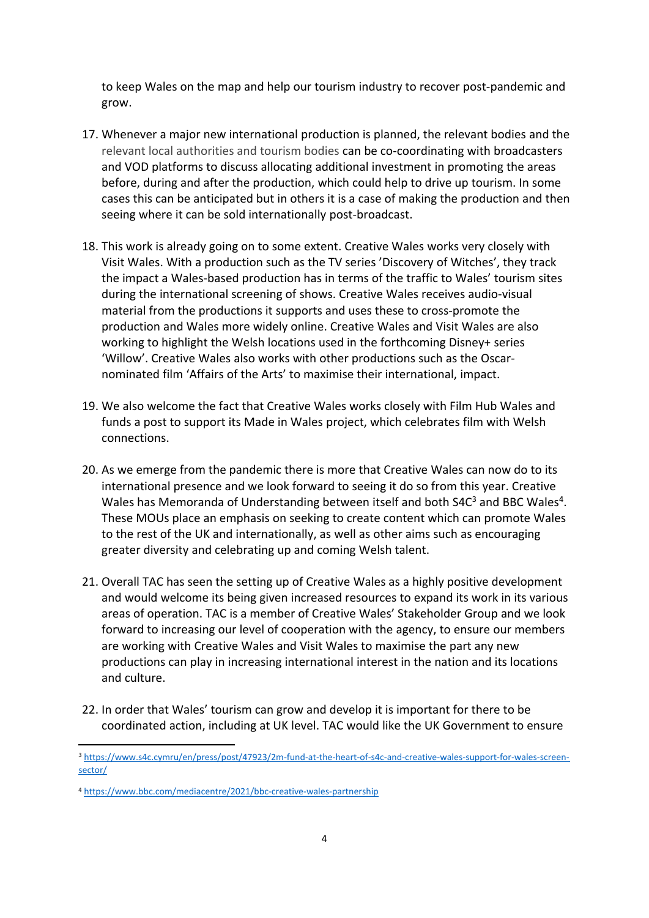to keep Wales on the map and help our tourism industry to recover post-pandemic and grow.

17. Whenever a major new international production is planned, the relevant bodies and the relevant local authorities and tourism bodies can be co-coordinating with broadcasters and VOD platforms to discuss allocating additional investment in promoting the areas before, during and after the production, which could help to drive up tourism. In some cases this can be anticipated but in others it is a case of making the production and then seeing where it can be sold internationally post-broadcast.

18. This work is already going on to some extent. Creative Wales works very closely with Visit Wales. With a production such as the TV series 'Discovery of Witches', they track the impact a Wales-based production has in terms of the traffic to Wales' tourism sites during the international screening of shows. Creative Wales receives audio-visual material from the productions it supports and uses these to cross-promote the production and Wales more widely online. Creative Wales and Visit Wales are also working to highlight the Welsh locations used in the forthcoming Disney+ series 'Willow'. Creative Wales also works with other productions such as the Oscar-nominated film 'Affairs of the Arts' to maximise their international, impact.

19. We also welcome the fact that Creative Wales works closely with Film Hub Wales and funds a post to support its Made in Wales project, which celebrates film with Welsh connections.

20. As we emerge from the pandemic there is more that Creative Wales can now do to its international presence and we look forward to seeing it do so from this year. Creative Wales has Memoranda of Understanding between itself and both S4C[3] and BBC Wales[4]. These MOUs place an emphasis on seeking to create content which can promote Wales to the rest of the UK and internationally, as well as other aims such as encouraging greater diversity and celebrating up and coming Welsh talent.

21. Overall TAC has seen the setting up of Creative Wales as a highly positive development and would welcome its being given increased resources to expand its work in its various areas of operation. TAC is a member of Creative Wales' Stakeholder Group and we look forward to increasing our level of cooperation with the agency, to ensure our members are working with Creative Wales and Visit Wales to maximise the part any new productions can play in increasing international interest in the nation and its locations and culture.

22. In order that Wales' tourism can grow and develop it is important for there to be coordinated action, including at UK level. TAC would like the UK Government to ensure

---

[3] https://www.s4c.cymru/en/press/post/47923/2m-fund-at-the-heart-of-s4c-and-creative-wales-support-for-wales-screen-sector/

[4] https://www.bbc.com/mediacentre/2021/bbc-creative-wales-partnership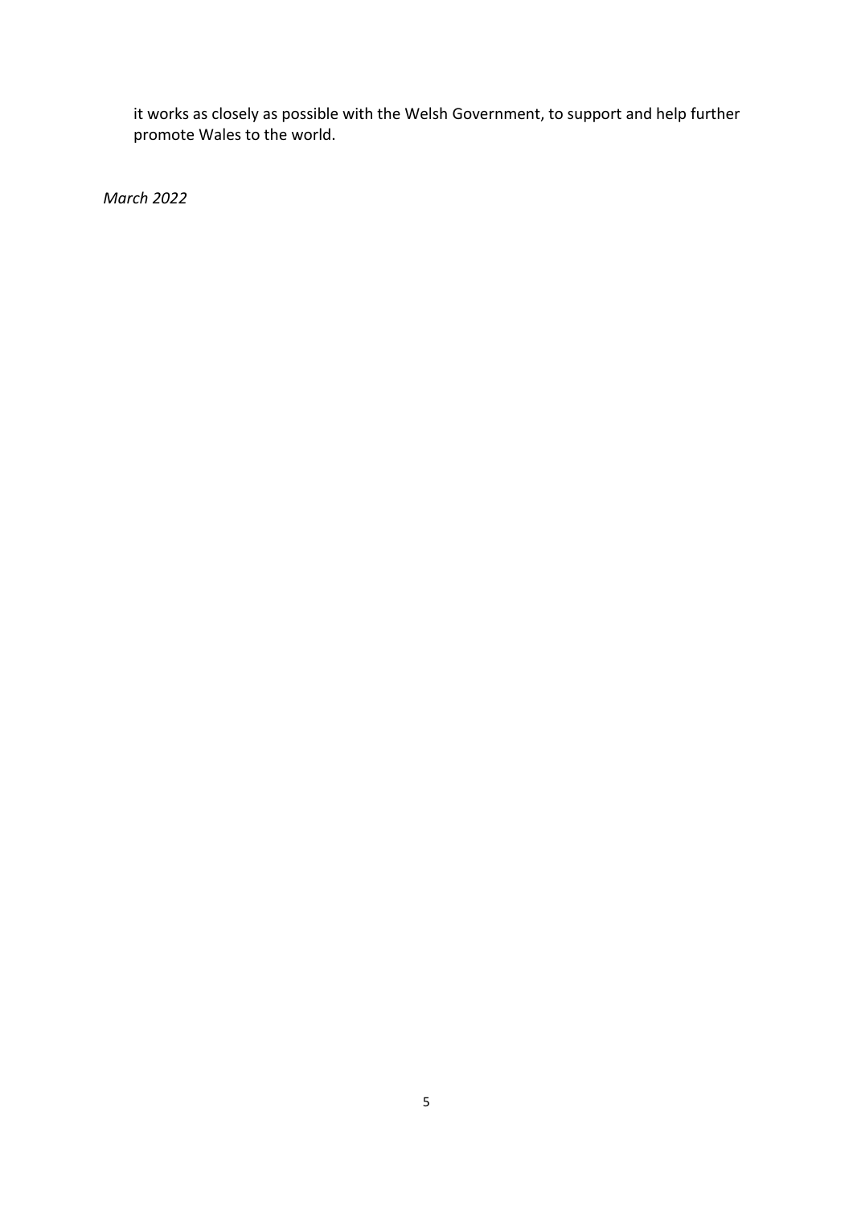it works as closely as possible with the Welsh Government, to support and help further promote Wales to the world.

*March 2022*